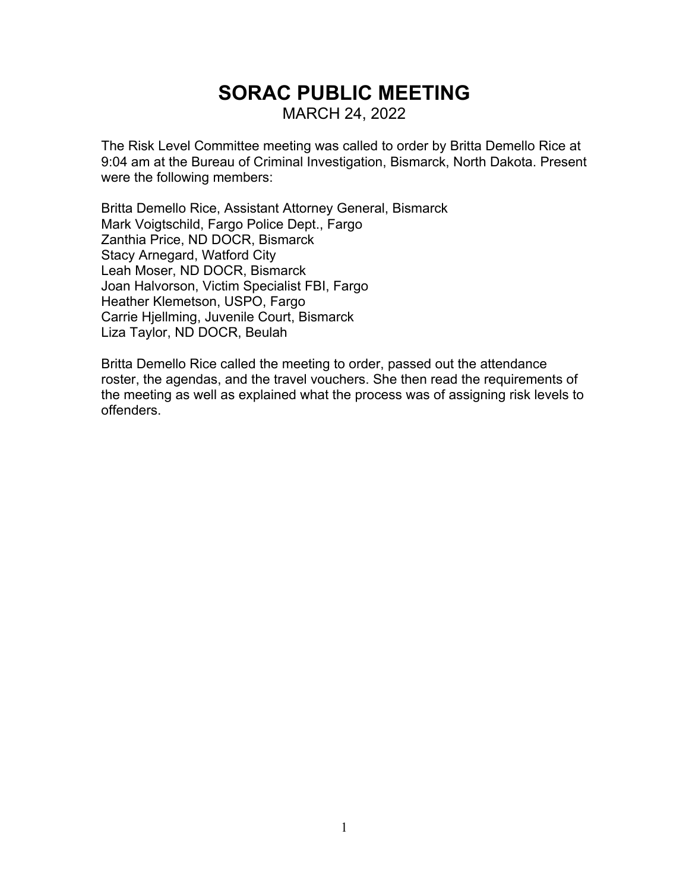# SORAC PUBLIC MEETING

MARCH 24, 2022

The Risk Level Committee meeting was called to order by Britta Demello Rice at 9:04 am at the Bureau of Criminal Investigation, Bismarck, North Dakota. Present were the following members:

Britta Demello Rice, Assistant Attorney General, Bismarck
Mark Voigtschild, Fargo Police Dept., Fargo
Zanthia Price, ND DOCR, Bismarck
Stacy Arnegard, Watford City
Leah Moser, ND DOCR, Bismarck
Joan Halvorson, Victim Specialist FBI, Fargo
Heather Klemetson, USPO, Fargo
Carrie Hjellming, Juvenile Court, Bismarck
Liza Taylor, ND DOCR, Beulah

Britta Demello Rice called the meeting to order, passed out the attendance roster, the agendas, and the travel vouchers. She then read the requirements of the meeting as well as explained what the process was of assigning risk levels to offenders.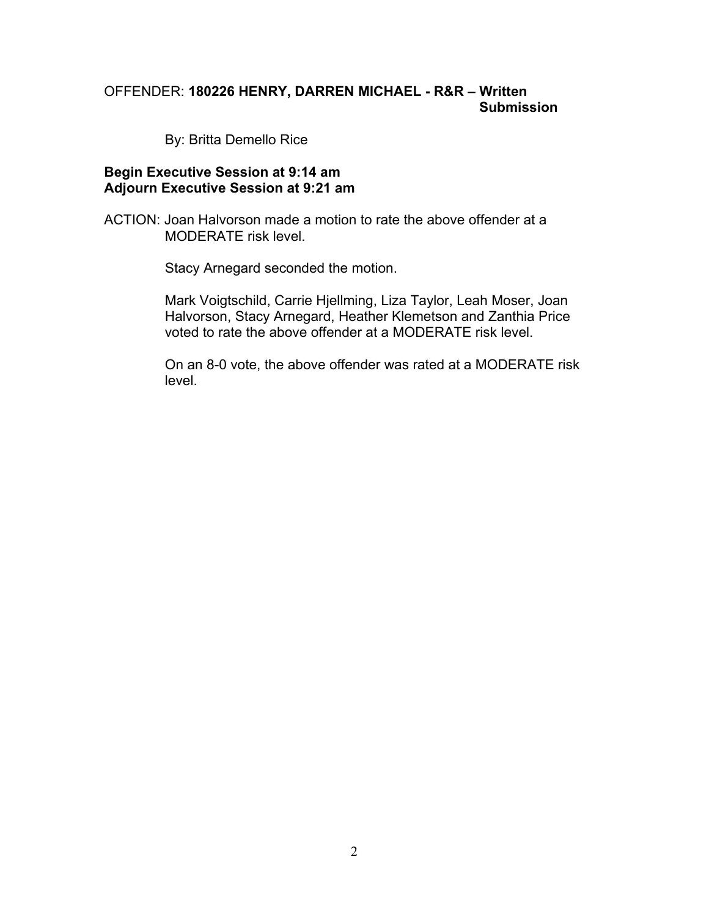OFFENDER: **180226 HENRY, DARREN MICHAEL - R&R – Written Submission**

By: Britta Demello Rice

**Begin Executive Session at 9:14 am**
**Adjourn Executive Session at 9:21 am**

ACTION: Joan Halvorson made a motion to rate the above offender at a MODERATE risk level.

Stacy Arnegard seconded the motion.

Mark Voigtschild, Carrie Hjellming, Liza Taylor, Leah Moser, Joan Halvorson, Stacy Arnegard, Heather Klemetson and Zanthia Price voted to rate the above offender at a MODERATE risk level.

On an 8-0 vote, the above offender was rated at a MODERATE risk level.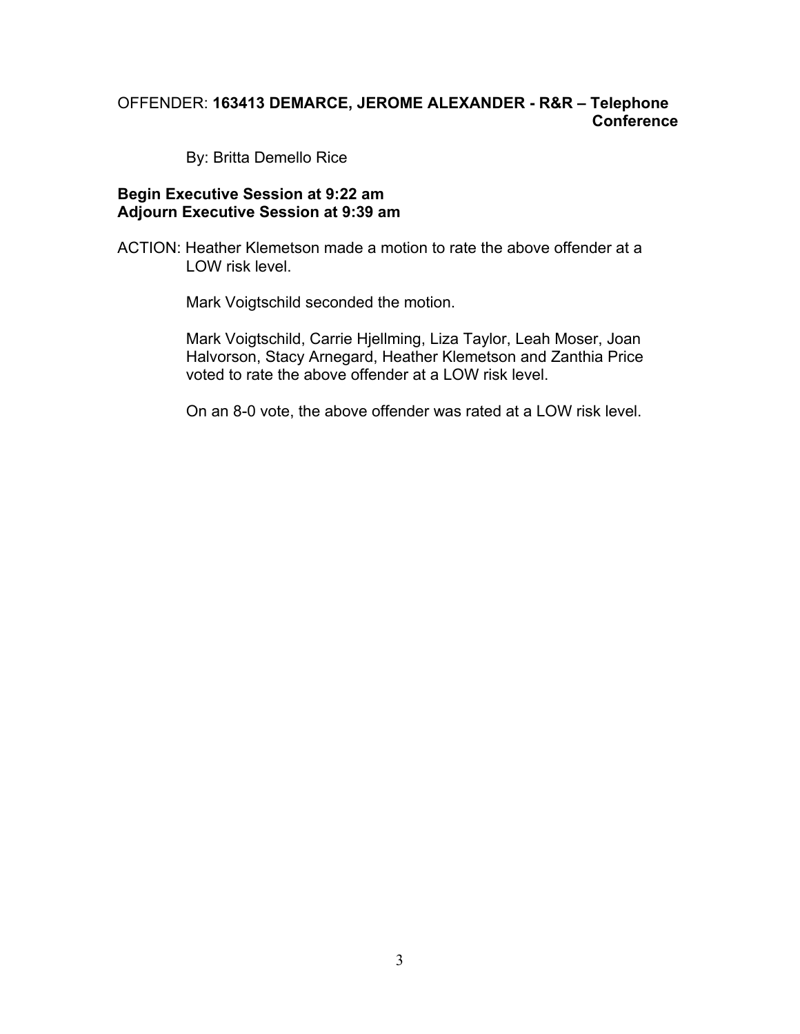OFFENDER: **163413 DEMARCE, JEROME ALEXANDER - R&R – Telephone Conference**

By: Britta Demello Rice

**Begin Executive Session at 9:22 am**
**Adjourn Executive Session at 9:39 am**

ACTION: Heather Klemetson made a motion to rate the above offender at a LOW risk level.

Mark Voigtschild seconded the motion.

Mark Voigtschild, Carrie Hjellming, Liza Taylor, Leah Moser, Joan Halvorson, Stacy Arnegard, Heather Klemetson and Zanthia Price voted to rate the above offender at a LOW risk level.

On an 8-0 vote, the above offender was rated at a LOW risk level.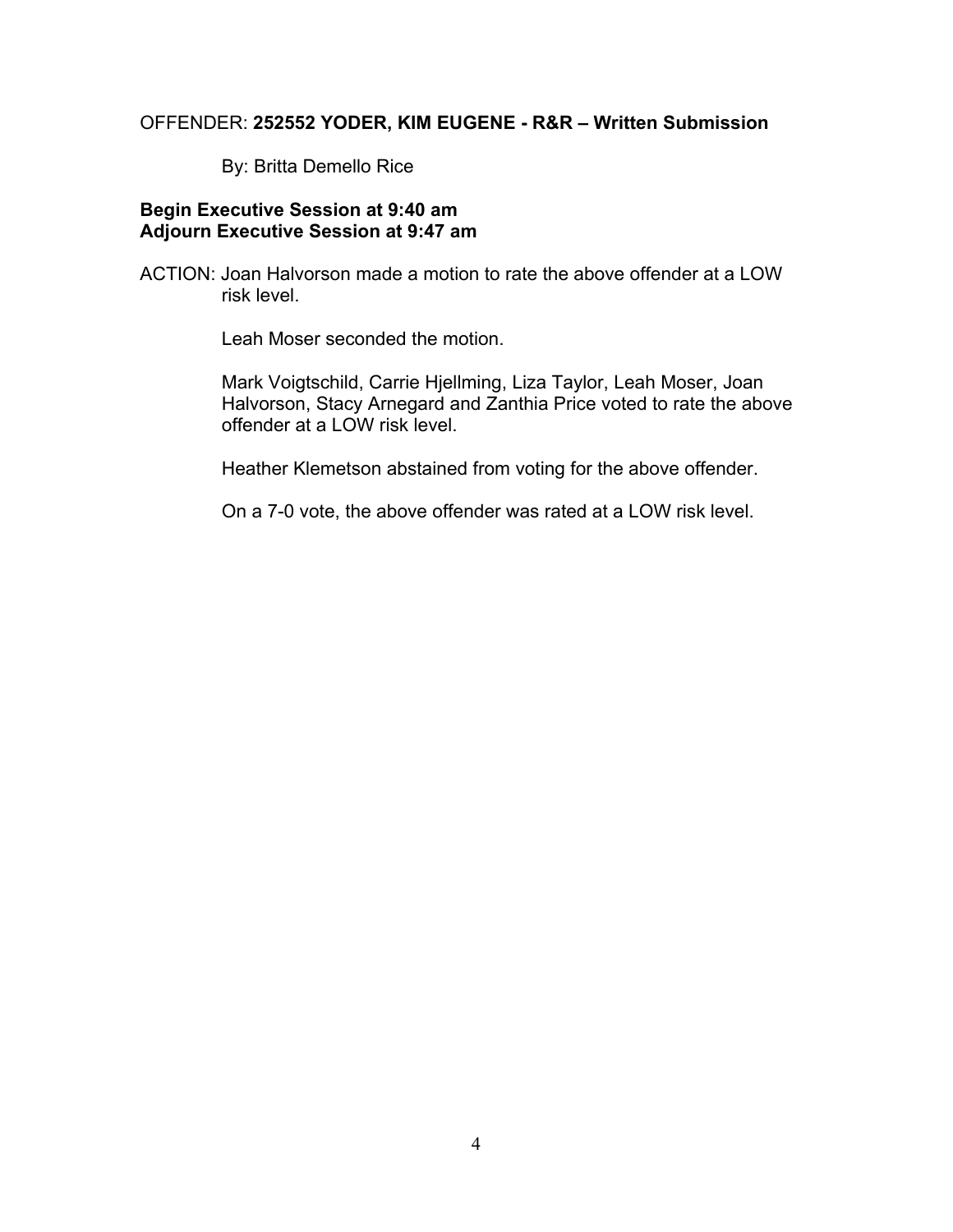OFFENDER: **252552 YODER, KIM EUGENE - R&R – Written Submission**

By: Britta Demello Rice

**Begin Executive Session at 9:40 am**
**Adjourn Executive Session at 9:47 am**

ACTION: Joan Halvorson made a motion to rate the above offender at a LOW risk level.

Leah Moser seconded the motion.

Mark Voigtschild, Carrie Hjellming, Liza Taylor, Leah Moser, Joan Halvorson, Stacy Arnegard and Zanthia Price voted to rate the above offender at a LOW risk level.

Heather Klemetson abstained from voting for the above offender.

On a 7-0 vote, the above offender was rated at a LOW risk level.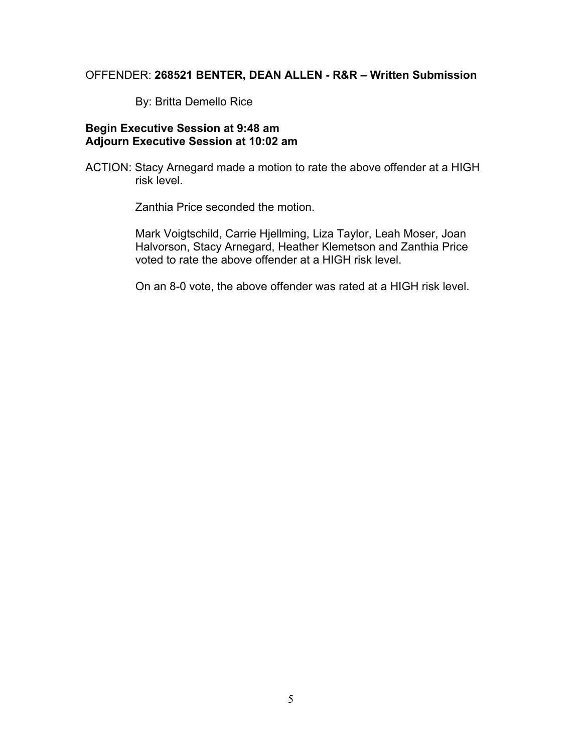OFFENDER: **268521 BENTER, DEAN ALLEN - R&R – Written Submission**

By: Britta Demello Rice

**Begin Executive Session at 9:48 am**
**Adjourn Executive Session at 10:02 am**

ACTION: Stacy Arnegard made a motion to rate the above offender at a HIGH risk level.

Zanthia Price seconded the motion.

Mark Voigtschild, Carrie Hjellming, Liza Taylor, Leah Moser, Joan Halvorson, Stacy Arnegard, Heather Klemetson and Zanthia Price voted to rate the above offender at a HIGH risk level.

On an 8-0 vote, the above offender was rated at a HIGH risk level.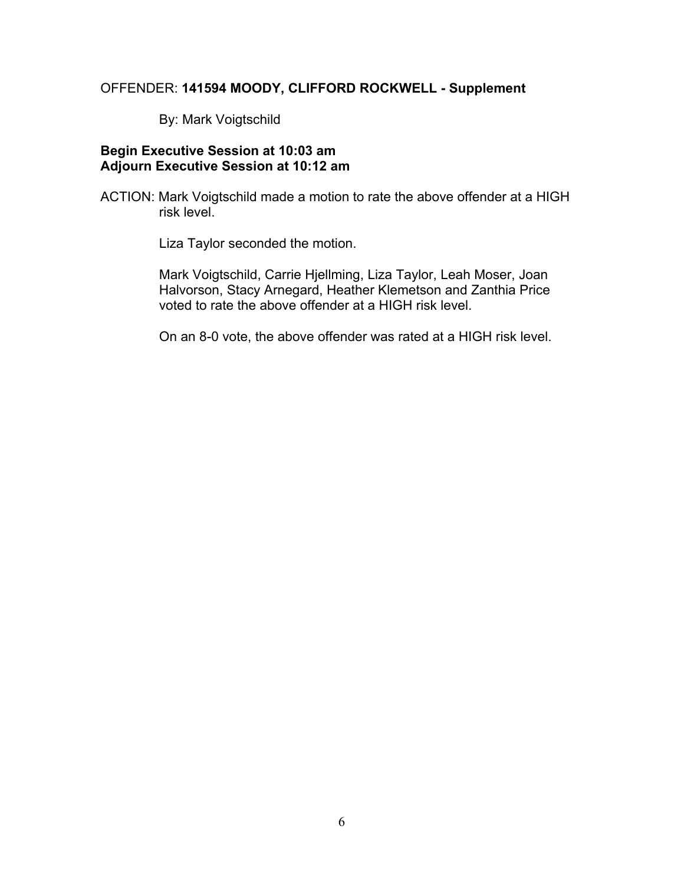OFFENDER: **141594 MOODY, CLIFFORD ROCKWELL - Supplement**

By: Mark Voigtschild

**Begin Executive Session at 10:03 am**
**Adjourn Executive Session at 10:12 am**

ACTION: Mark Voigtschild made a motion to rate the above offender at a HIGH risk level.

Liza Taylor seconded the motion.

Mark Voigtschild, Carrie Hjellming, Liza Taylor, Leah Moser, Joan Halvorson, Stacy Arnegard, Heather Klemetson and Zanthia Price voted to rate the above offender at a HIGH risk level.

On an 8-0 vote, the above offender was rated at a HIGH risk level.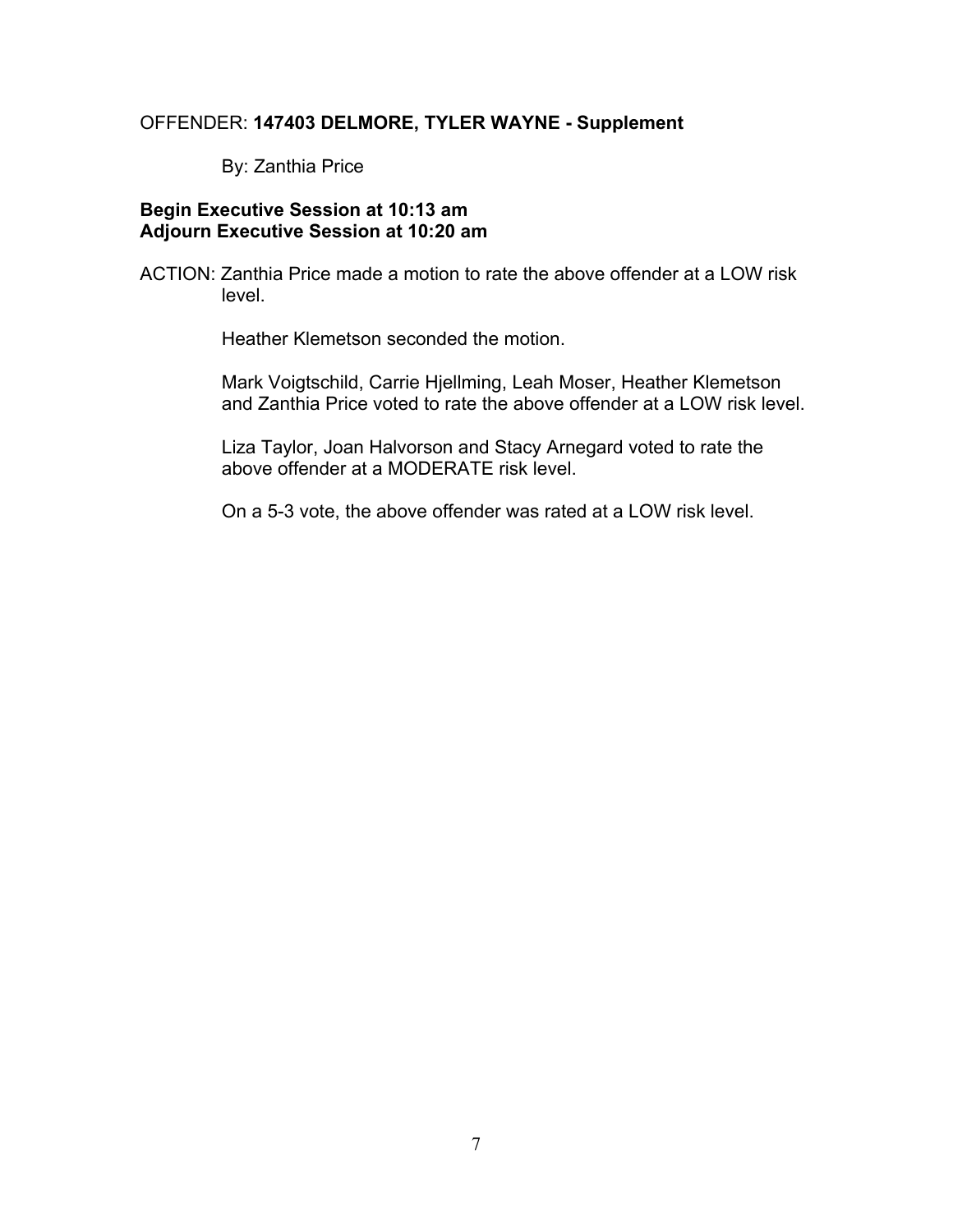OFFENDER: **147403 DELMORE, TYLER WAYNE - Supplement**

By: Zanthia Price

**Begin Executive Session at 10:13 am**
**Adjourn Executive Session at 10:20 am**

ACTION: Zanthia Price made a motion to rate the above offender at a LOW risk level.

Heather Klemetson seconded the motion.

Mark Voigtschild, Carrie Hjellming, Leah Moser, Heather Klemetson and Zanthia Price voted to rate the above offender at a LOW risk level.

Liza Taylor, Joan Halvorson and Stacy Arnegard voted to rate the above offender at a MODERATE risk level.

On a 5-3 vote, the above offender was rated at a LOW risk level.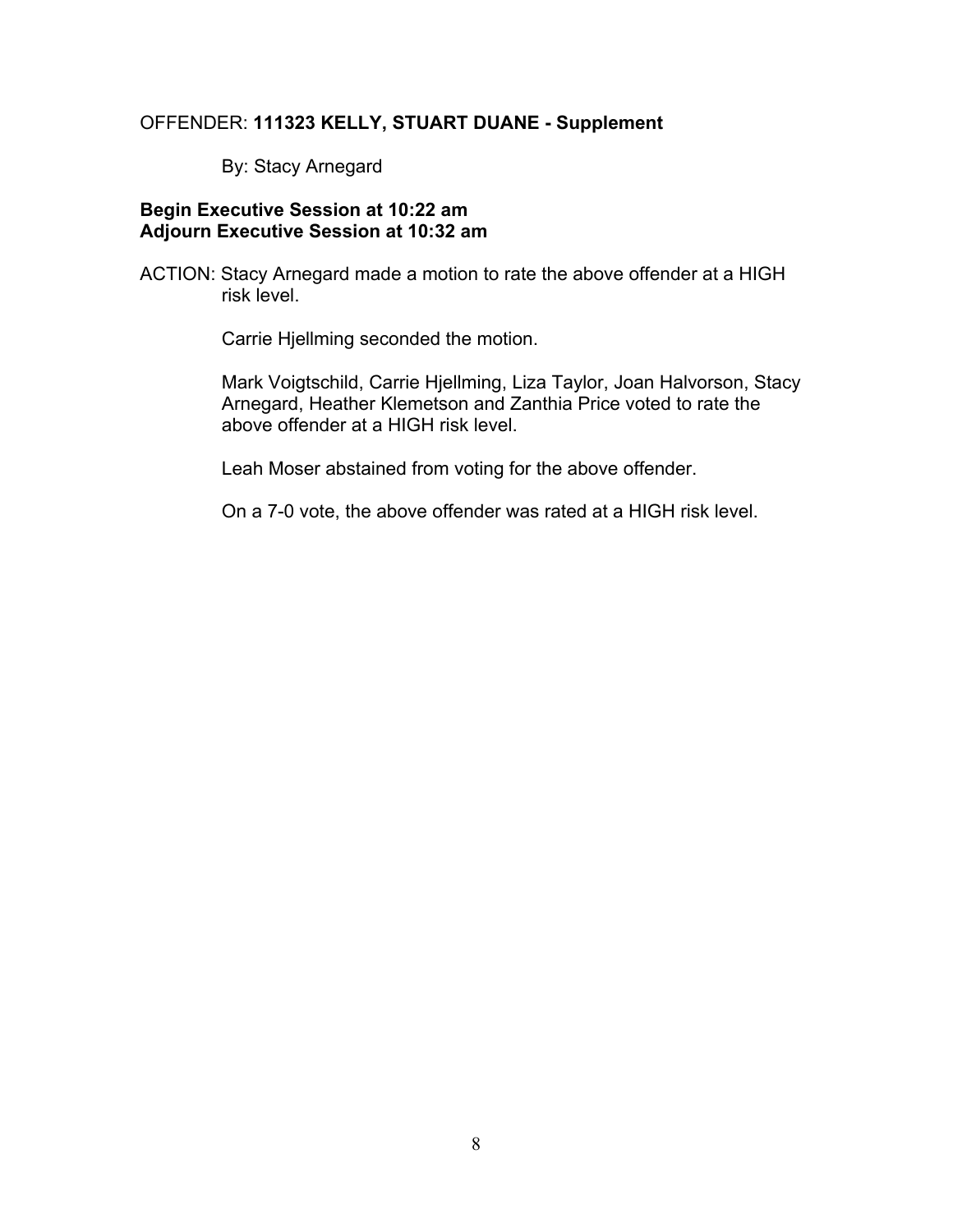OFFENDER: **111323 KELLY, STUART DUANE - Supplement**

By: Stacy Arnegard

**Begin Executive Session at 10:22 am**
**Adjourn Executive Session at 10:32 am**

ACTION: Stacy Arnegard made a motion to rate the above offender at a HIGH risk level.

Carrie Hjellming seconded the motion.

Mark Voigtschild, Carrie Hjellming, Liza Taylor, Joan Halvorson, Stacy Arnegard, Heather Klemetson and Zanthia Price voted to rate the above offender at a HIGH risk level.

Leah Moser abstained from voting for the above offender.

On a 7-0 vote, the above offender was rated at a HIGH risk level.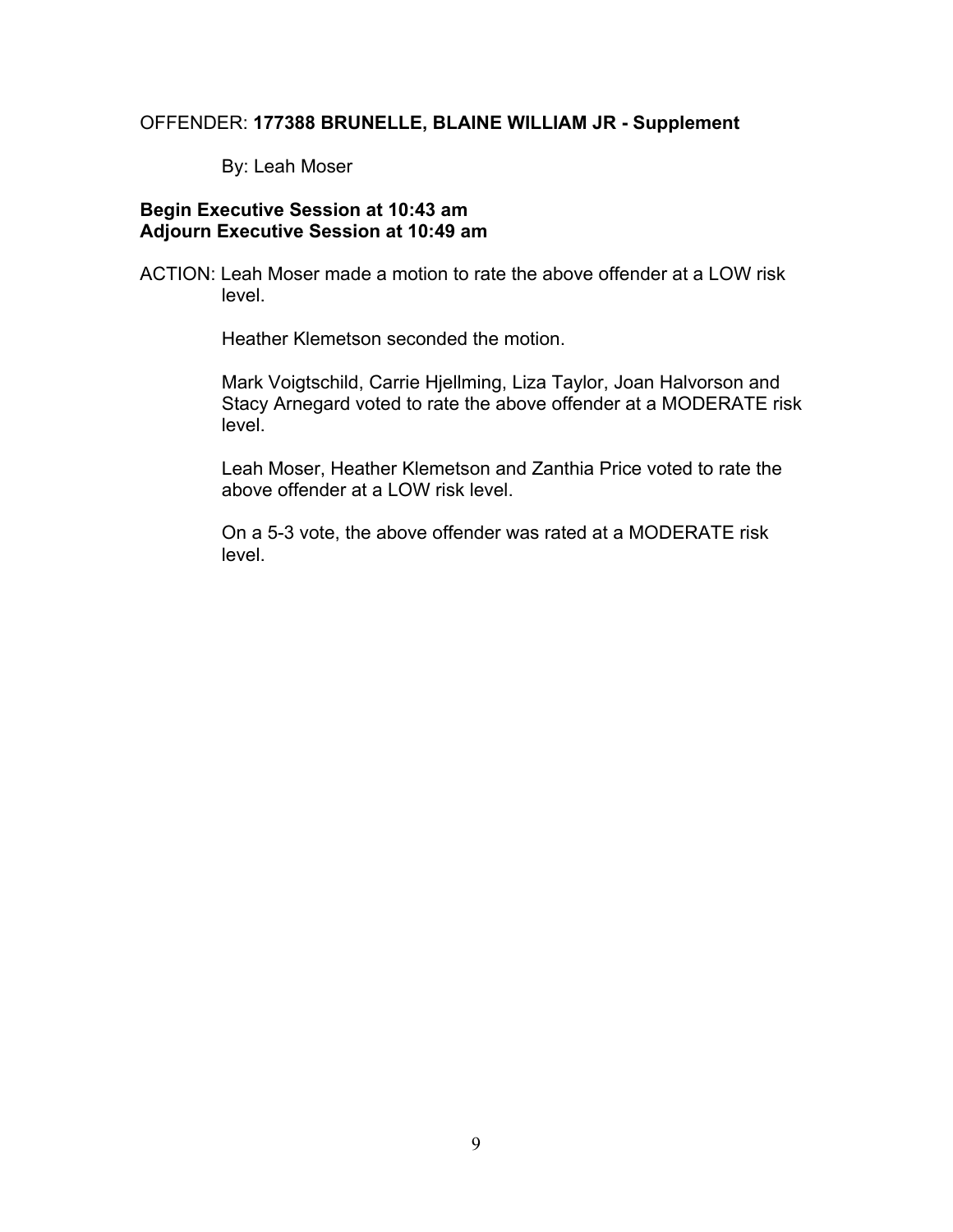OFFENDER: **177388 BRUNELLE, BLAINE WILLIAM JR - Supplement**

By: Leah Moser

**Begin Executive Session at 10:43 am**
**Adjourn Executive Session at 10:49 am**

ACTION: Leah Moser made a motion to rate the above offender at a LOW risk level.

Heather Klemetson seconded the motion.

Mark Voigtschild, Carrie Hjellming, Liza Taylor, Joan Halvorson and Stacy Arnegard voted to rate the above offender at a MODERATE risk level.

Leah Moser, Heather Klemetson and Zanthia Price voted to rate the above offender at a LOW risk level.

On a 5-3 vote, the above offender was rated at a MODERATE risk level.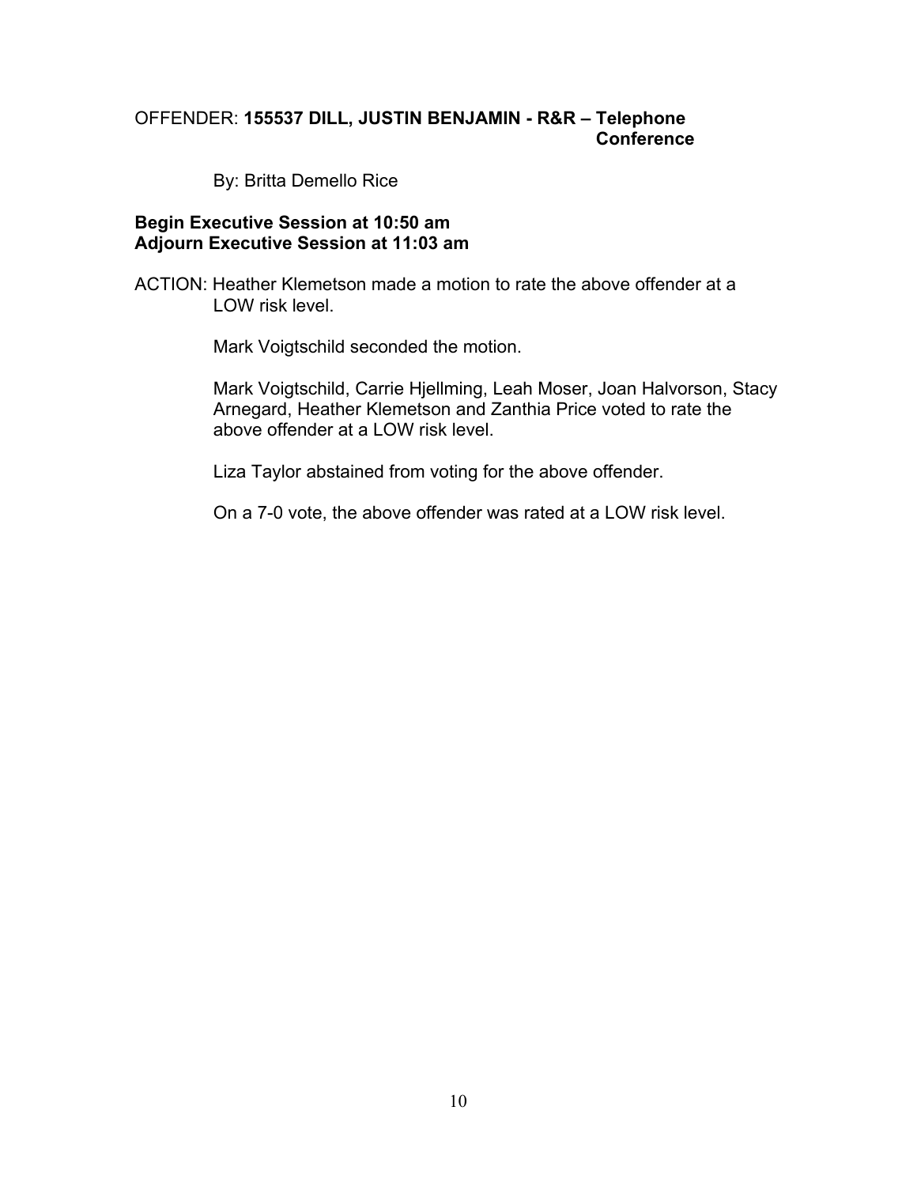OFFENDER: **155537 DILL, JUSTIN BENJAMIN - R&R – Telephone Conference**

By: Britta Demello Rice

**Begin Executive Session at 10:50 am**
**Adjourn Executive Session at 11:03 am**

ACTION: Heather Klemetson made a motion to rate the above offender at a LOW risk level.

Mark Voigtschild seconded the motion.

Mark Voigtschild, Carrie Hjellming, Leah Moser, Joan Halvorson, Stacy Arnegard, Heather Klemetson and Zanthia Price voted to rate the above offender at a LOW risk level.

Liza Taylor abstained from voting for the above offender.

On a 7-0 vote, the above offender was rated at a LOW risk level.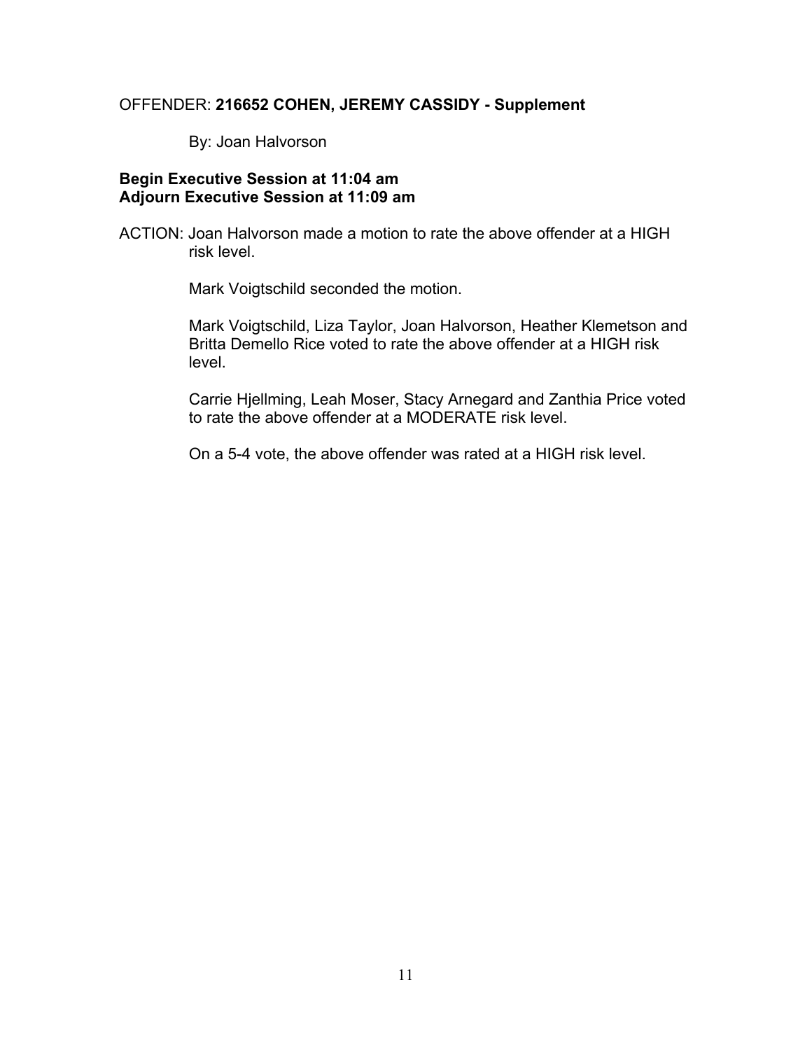OFFENDER: **216652 COHEN, JEREMY CASSIDY - Supplement**

By: Joan Halvorson

**Begin Executive Session at 11:04 am**
**Adjourn Executive Session at 11:09 am**

ACTION: Joan Halvorson made a motion to rate the above offender at a HIGH risk level.

Mark Voigtschild seconded the motion.

Mark Voigtschild, Liza Taylor, Joan Halvorson, Heather Klemetson and Britta Demello Rice voted to rate the above offender at a HIGH risk level.

Carrie Hjellming, Leah Moser, Stacy Arnegard and Zanthia Price voted to rate the above offender at a MODERATE risk level.

On a 5-4 vote, the above offender was rated at a HIGH risk level.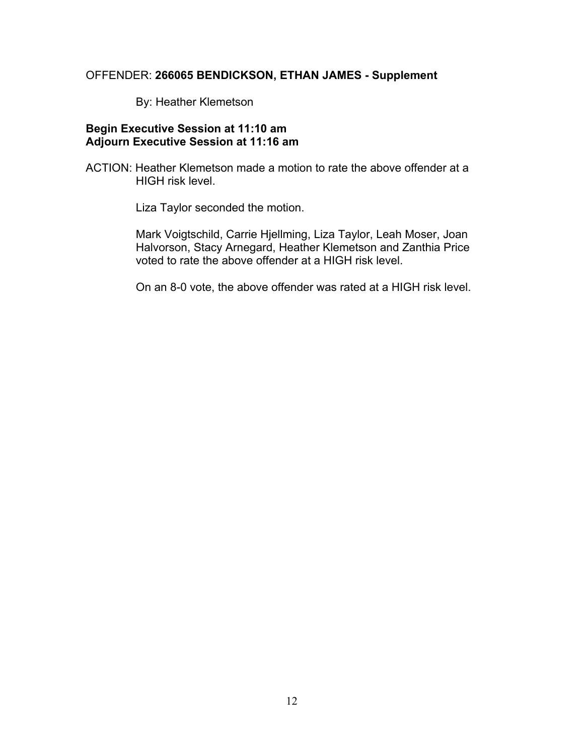OFFENDER: **266065 BENDICKSON, ETHAN JAMES - Supplement**

By: Heather Klemetson

**Begin Executive Session at 11:10 am**
**Adjourn Executive Session at 11:16 am**

ACTION: Heather Klemetson made a motion to rate the above offender at a HIGH risk level.

Liza Taylor seconded the motion.

Mark Voigtschild, Carrie Hjellming, Liza Taylor, Leah Moser, Joan Halvorson, Stacy Arnegard, Heather Klemetson and Zanthia Price voted to rate the above offender at a HIGH risk level.

On an 8-0 vote, the above offender was rated at a HIGH risk level.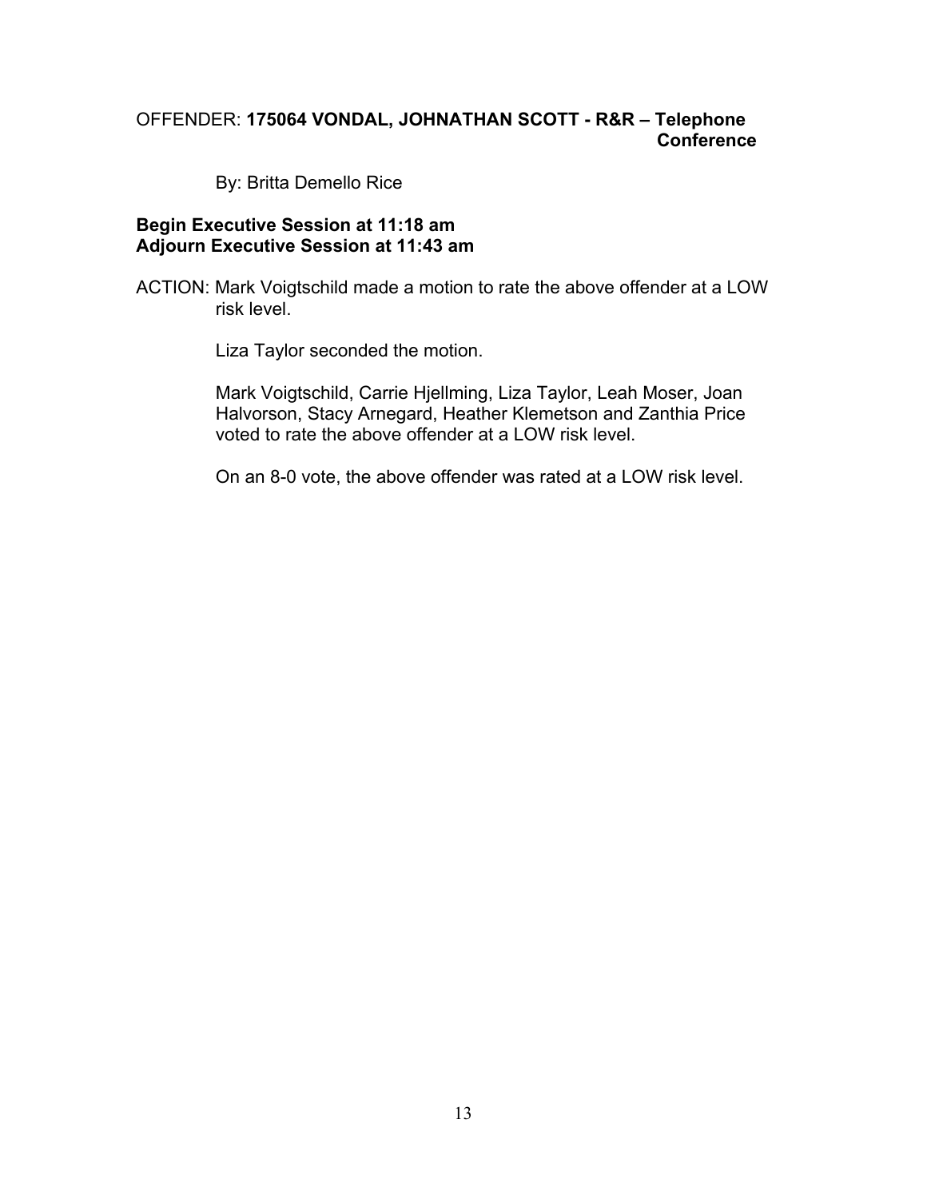OFFENDER: **175064 VONDAL, JOHNATHAN SCOTT - R&R – Telephone Conference**

By: Britta Demello Rice

**Begin Executive Session at 11:18 am**
**Adjourn Executive Session at 11:43 am**

ACTION: Mark Voigtschild made a motion to rate the above offender at a LOW risk level.

Liza Taylor seconded the motion.

Mark Voigtschild, Carrie Hjellming, Liza Taylor, Leah Moser, Joan Halvorson, Stacy Arnegard, Heather Klemetson and Zanthia Price voted to rate the above offender at a LOW risk level.

On an 8-0 vote, the above offender was rated at a LOW risk level.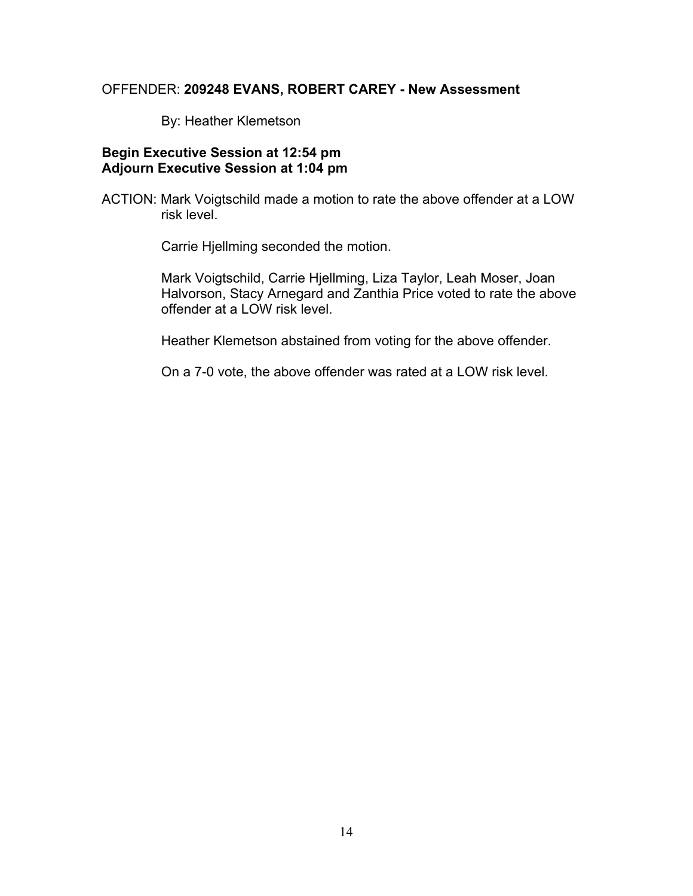OFFENDER: **209248 EVANS, ROBERT CAREY - New Assessment**

By: Heather Klemetson

**Begin Executive Session at 12:54 pm**
**Adjourn Executive Session at 1:04 pm**

ACTION: Mark Voigtschild made a motion to rate the above offender at a LOW risk level.

Carrie Hjellming seconded the motion.

Mark Voigtschild, Carrie Hjellming, Liza Taylor, Leah Moser, Joan Halvorson, Stacy Arnegard and Zanthia Price voted to rate the above offender at a LOW risk level.

Heather Klemetson abstained from voting for the above offender.

On a 7-0 vote, the above offender was rated at a LOW risk level.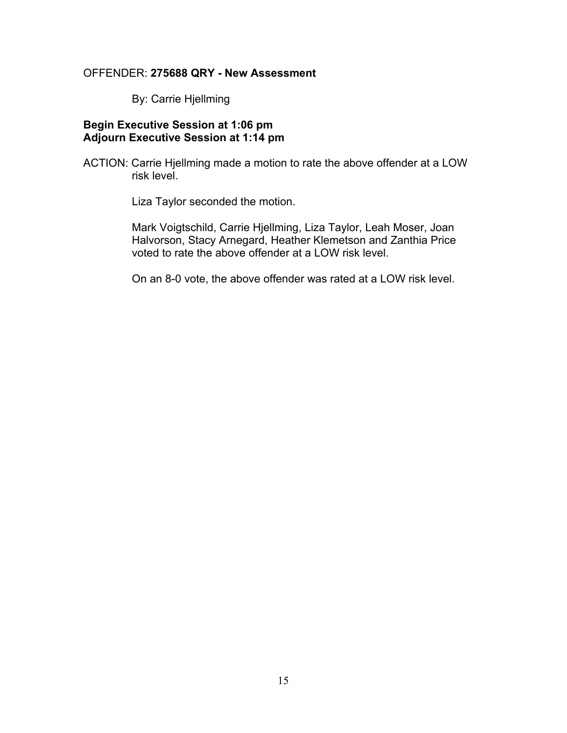OFFENDER: **275688 QRY - New Assessment**

By: Carrie Hjellming

**Begin Executive Session at 1:06 pm**
**Adjourn Executive Session at 1:14 pm**

ACTION: Carrie Hjellming made a motion to rate the above offender at a LOW risk level.

Liza Taylor seconded the motion.

Mark Voigtschild, Carrie Hjellming, Liza Taylor, Leah Moser, Joan Halvorson, Stacy Arnegard, Heather Klemetson and Zanthia Price voted to rate the above offender at a LOW risk level.

On an 8-0 vote, the above offender was rated at a LOW risk level.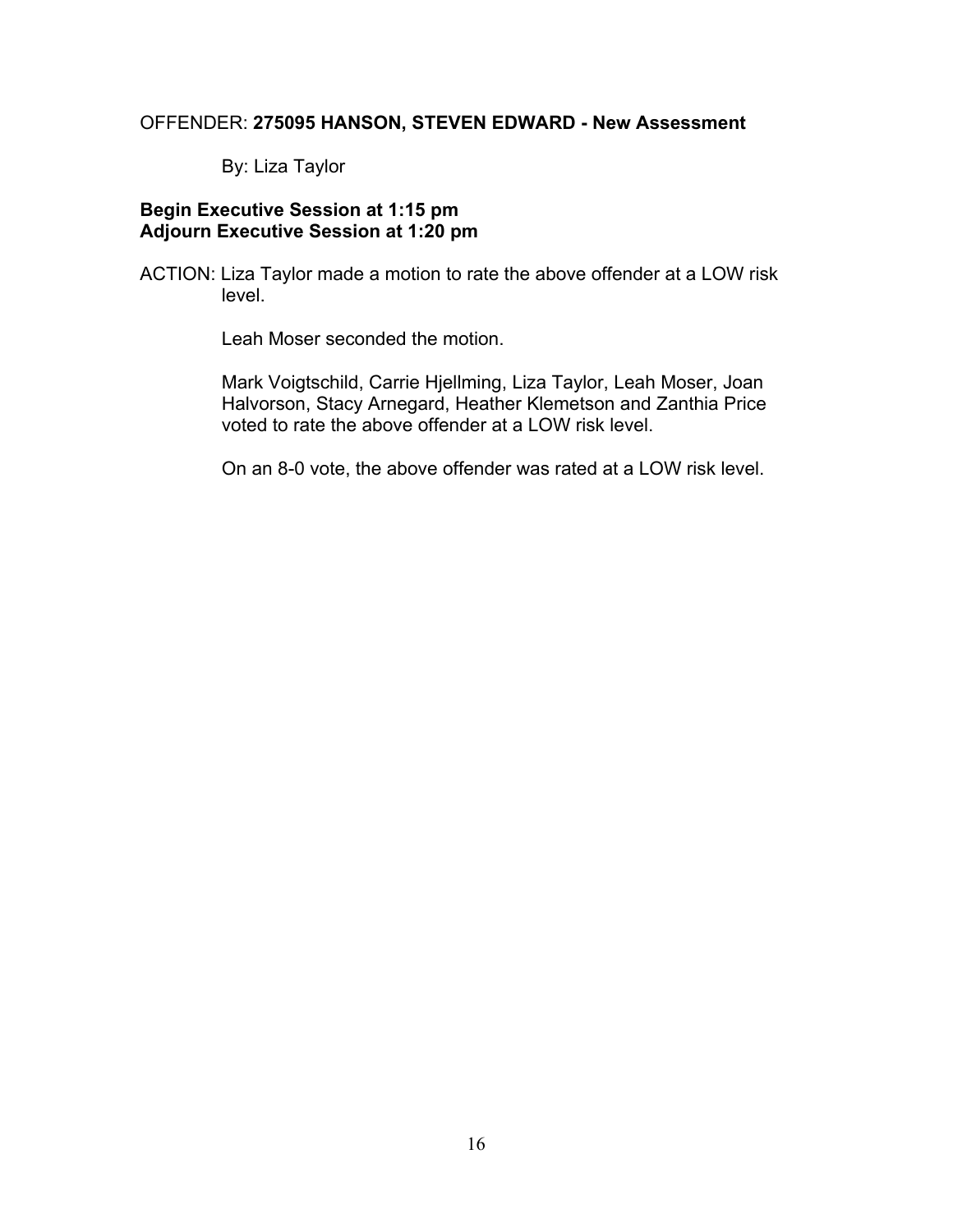OFFENDER: **275095 HANSON, STEVEN EDWARD - New Assessment**

By: Liza Taylor

**Begin Executive Session at 1:15 pm**
**Adjourn Executive Session at 1:20 pm**

ACTION: Liza Taylor made a motion to rate the above offender at a LOW risk level.

Leah Moser seconded the motion.

Mark Voigtschild, Carrie Hjellming, Liza Taylor, Leah Moser, Joan Halvorson, Stacy Arnegard, Heather Klemetson and Zanthia Price voted to rate the above offender at a LOW risk level.

On an 8-0 vote, the above offender was rated at a LOW risk level.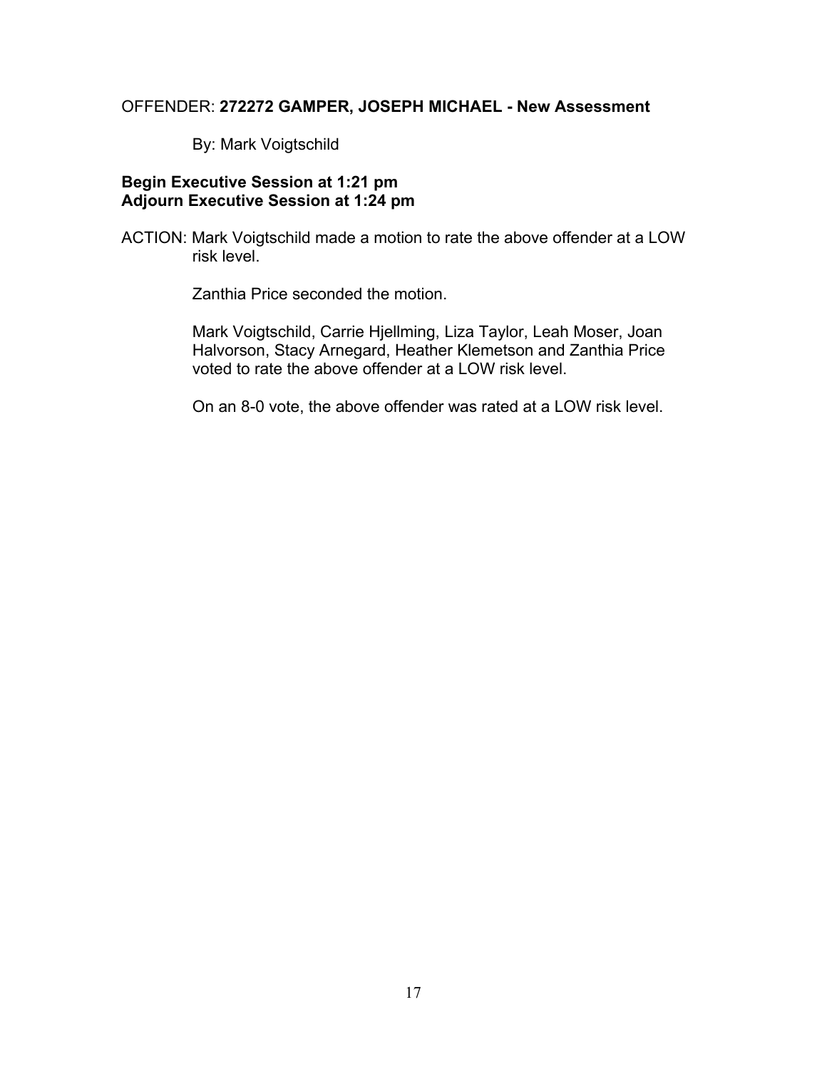OFFENDER: **272272 GAMPER, JOSEPH MICHAEL - New Assessment**

By: Mark Voigtschild

**Begin Executive Session at 1:21 pm**
**Adjourn Executive Session at 1:24 pm**

ACTION: Mark Voigtschild made a motion to rate the above offender at a LOW risk level.

Zanthia Price seconded the motion.

Mark Voigtschild, Carrie Hjellming, Liza Taylor, Leah Moser, Joan Halvorson, Stacy Arnegard, Heather Klemetson and Zanthia Price voted to rate the above offender at a LOW risk level.

On an 8-0 vote, the above offender was rated at a LOW risk level.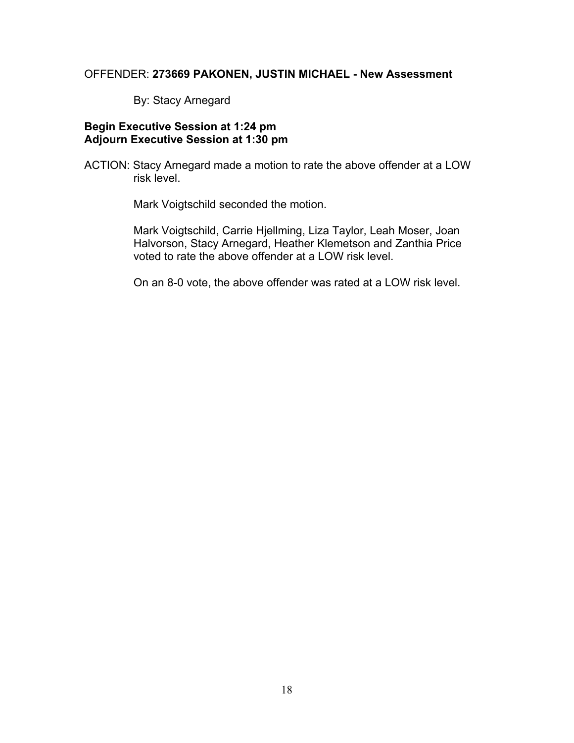OFFENDER: **273669 PAKONEN, JUSTIN MICHAEL - New Assessment**

By: Stacy Arnegard

**Begin Executive Session at 1:24 pm**
**Adjourn Executive Session at 1:30 pm**

ACTION: Stacy Arnegard made a motion to rate the above offender at a LOW risk level.

Mark Voigtschild seconded the motion.

Mark Voigtschild, Carrie Hjellming, Liza Taylor, Leah Moser, Joan Halvorson, Stacy Arnegard, Heather Klemetson and Zanthia Price voted to rate the above offender at a LOW risk level.

On an 8-0 vote, the above offender was rated at a LOW risk level.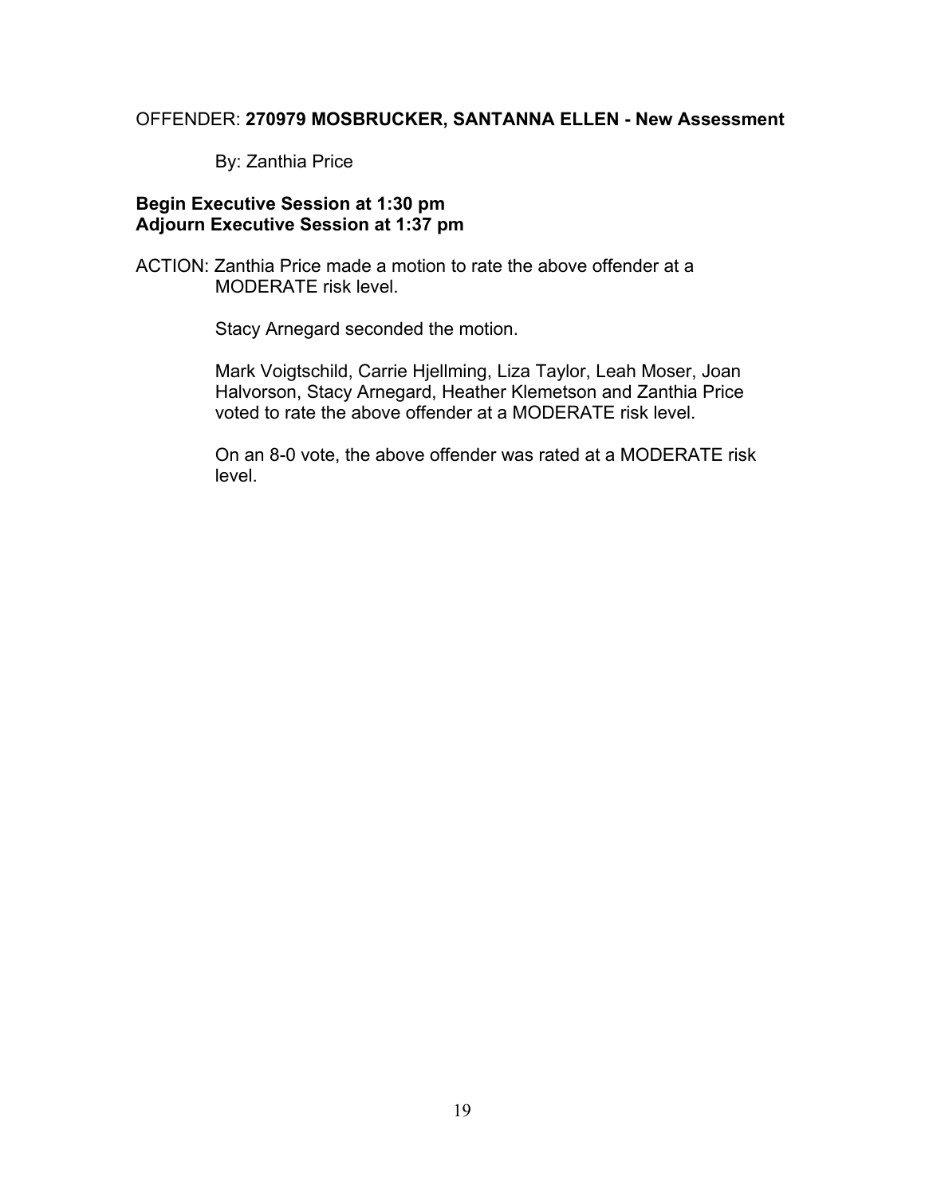OFFENDER: **270979 MOSBRUCKER, SANTANNA ELLEN - New Assessment**

By: Zanthia Price

**Begin Executive Session at 1:30 pm**
**Adjourn Executive Session at 1:37 pm**

ACTION: Zanthia Price made a motion to rate the above offender at a MODERATE risk level.

Stacy Arnegard seconded the motion.

Mark Voigtschild, Carrie Hjellming, Liza Taylor, Leah Moser, Joan Halvorson, Stacy Arnegard, Heather Klemetson and Zanthia Price voted to rate the above offender at a MODERATE risk level.

On an 8-0 vote, the above offender was rated at a MODERATE risk level.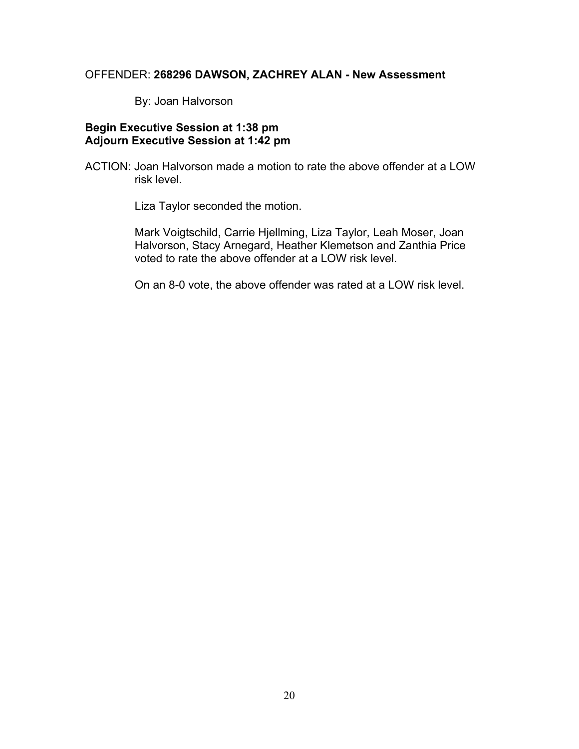OFFENDER: **268296 DAWSON, ZACHREY ALAN - New Assessment**

By: Joan Halvorson

**Begin Executive Session at 1:38 pm**
**Adjourn Executive Session at 1:42 pm**

ACTION: Joan Halvorson made a motion to rate the above offender at a LOW risk level.

Liza Taylor seconded the motion.

Mark Voigtschild, Carrie Hjellming, Liza Taylor, Leah Moser, Joan Halvorson, Stacy Arnegard, Heather Klemetson and Zanthia Price voted to rate the above offender at a LOW risk level.

On an 8-0 vote, the above offender was rated at a LOW risk level.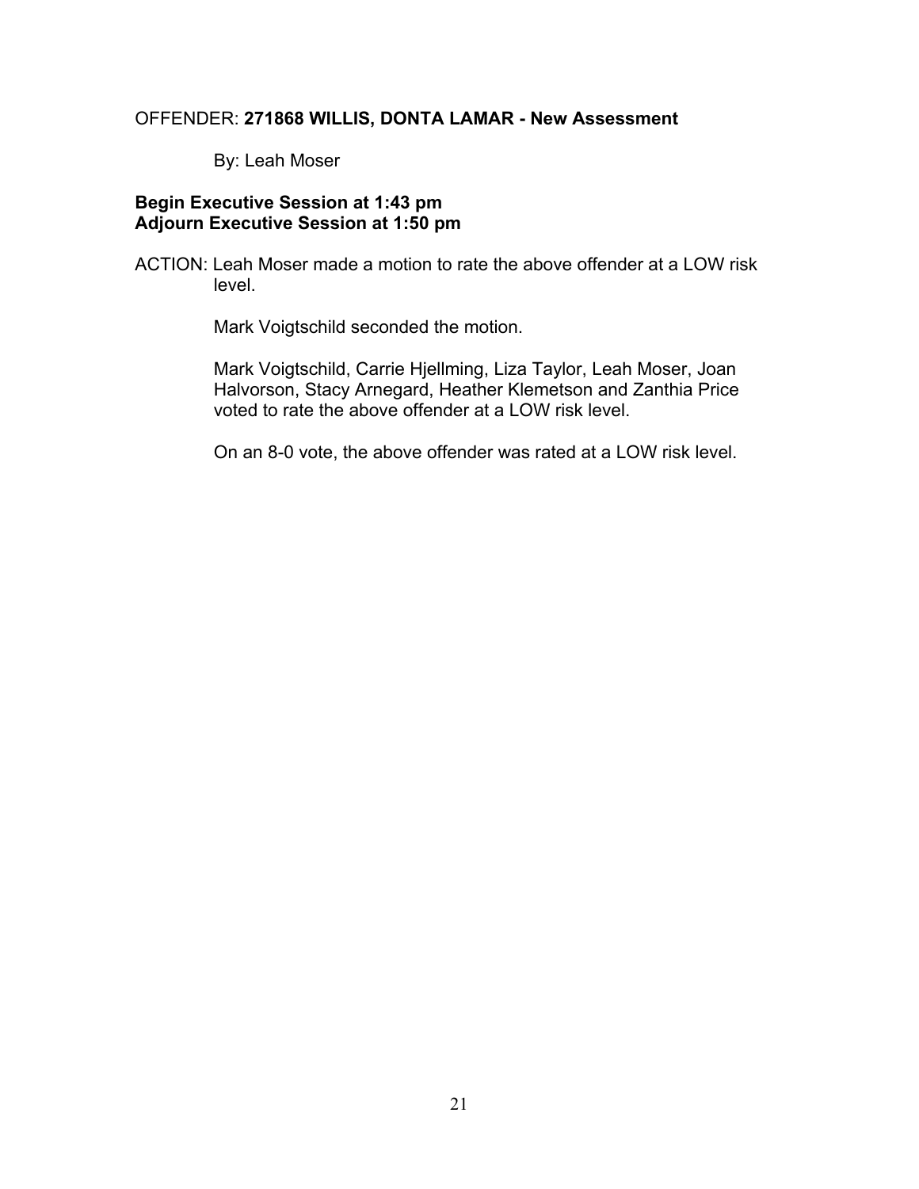OFFENDER: **271868 WILLIS, DONTA LAMAR - New Assessment**

By: Leah Moser

**Begin Executive Session at 1:43 pm**
**Adjourn Executive Session at 1:50 pm**

ACTION: Leah Moser made a motion to rate the above offender at a LOW risk level.

Mark Voigtschild seconded the motion.

Mark Voigtschild, Carrie Hjellming, Liza Taylor, Leah Moser, Joan Halvorson, Stacy Arnegard, Heather Klemetson and Zanthia Price voted to rate the above offender at a LOW risk level.

On an 8-0 vote, the above offender was rated at a LOW risk level.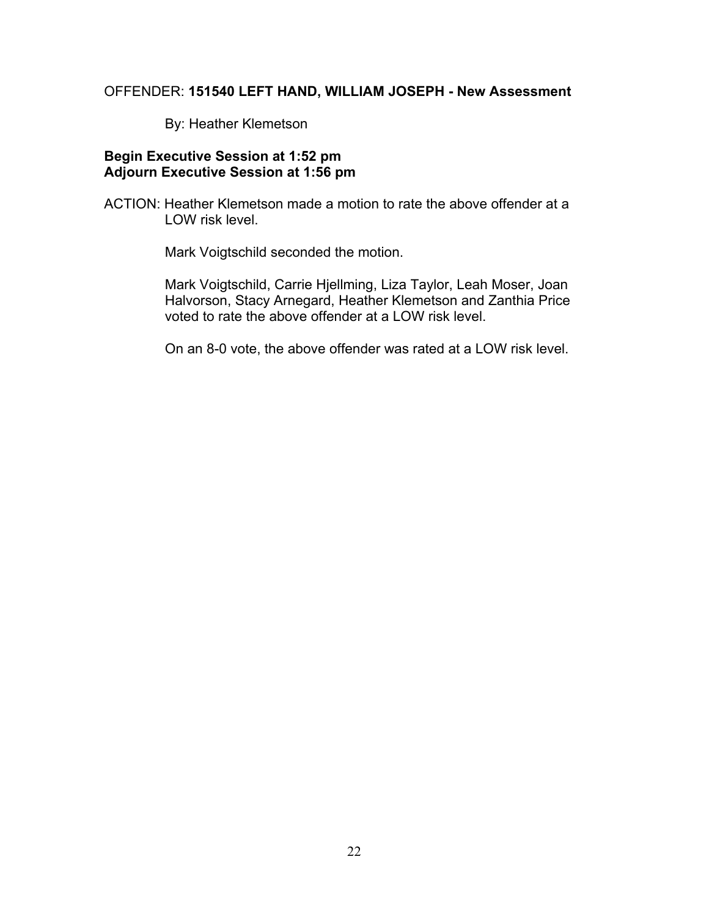OFFENDER: **151540 LEFT HAND, WILLIAM JOSEPH - New Assessment**

By: Heather Klemetson

**Begin Executive Session at 1:52 pm**
**Adjourn Executive Session at 1:56 pm**

ACTION: Heather Klemetson made a motion to rate the above offender at a LOW risk level.

Mark Voigtschild seconded the motion.

Mark Voigtschild, Carrie Hjellming, Liza Taylor, Leah Moser, Joan Halvorson, Stacy Arnegard, Heather Klemetson and Zanthia Price voted to rate the above offender at a LOW risk level.

On an 8-0 vote, the above offender was rated at a LOW risk level.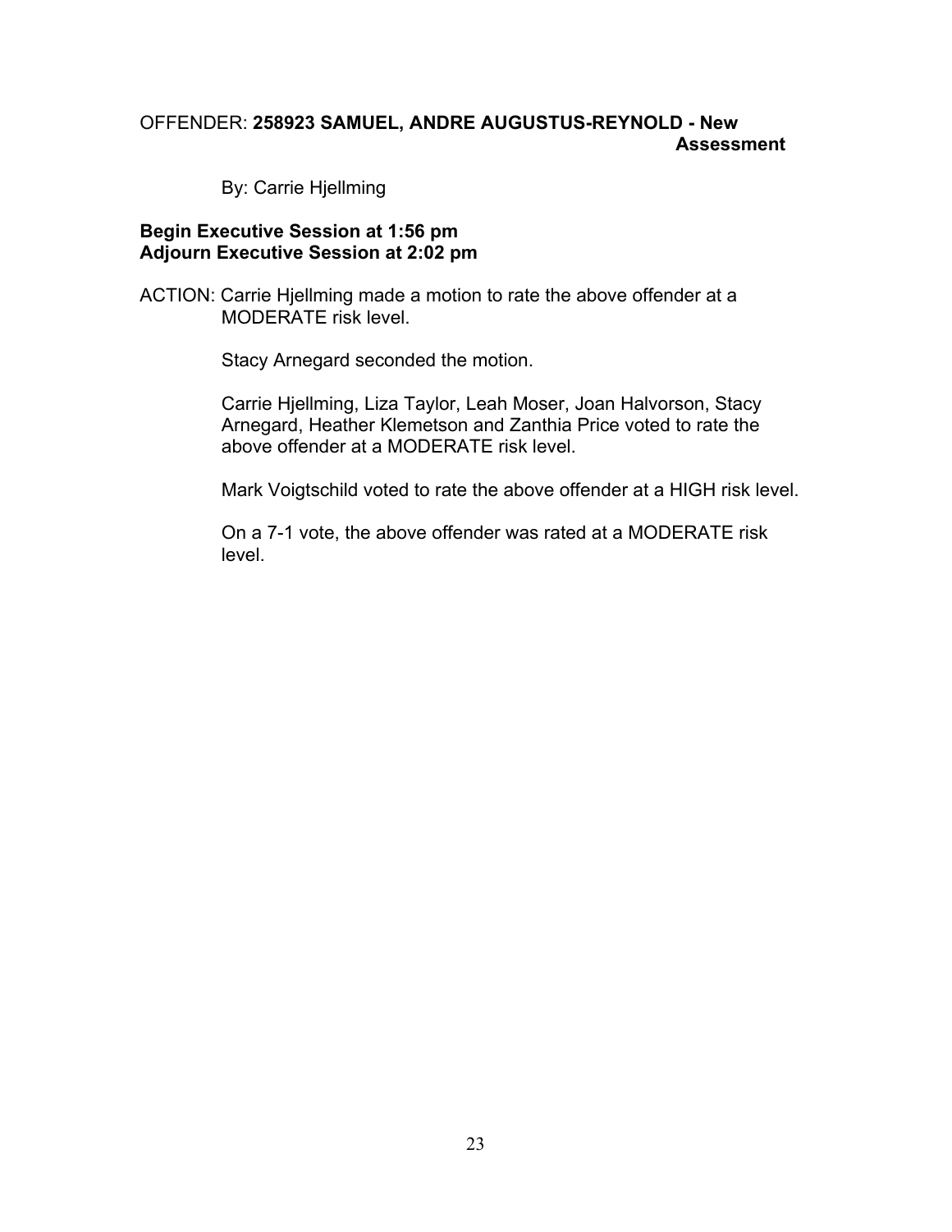OFFENDER: **258923 SAMUEL, ANDRE AUGUSTUS-REYNOLD - New Assessment**

By: Carrie Hjellming

**Begin Executive Session at 1:56 pm**
**Adjourn Executive Session at 2:02 pm**

ACTION: Carrie Hjellming made a motion to rate the above offender at a MODERATE risk level.

Stacy Arnegard seconded the motion.

Carrie Hjellming, Liza Taylor, Leah Moser, Joan Halvorson, Stacy Arnegard, Heather Klemetson and Zanthia Price voted to rate the above offender at a MODERATE risk level.

Mark Voigtschild voted to rate the above offender at a HIGH risk level.

On a 7-1 vote, the above offender was rated at a MODERATE risk level.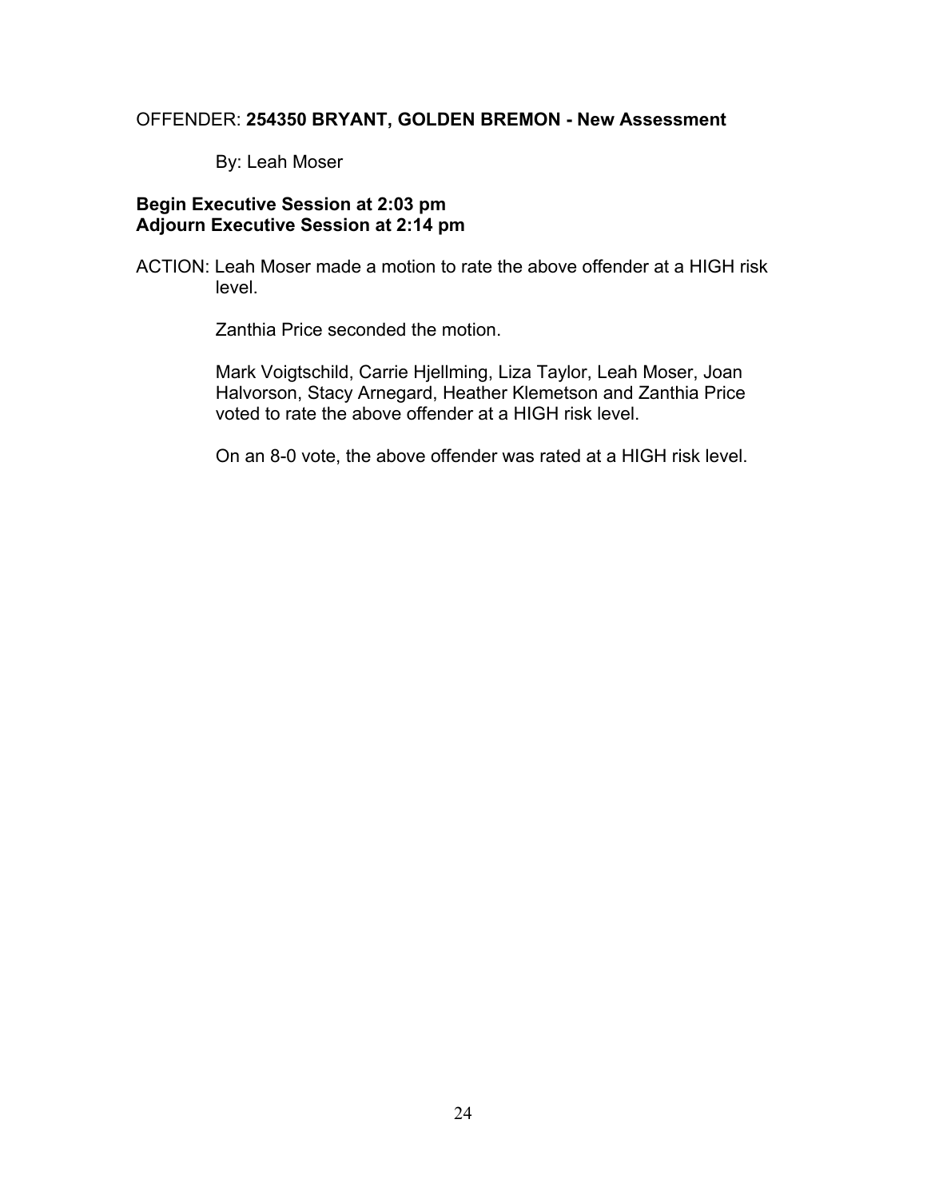OFFENDER: **254350 BRYANT, GOLDEN BREMON - New Assessment**

By: Leah Moser

**Begin Executive Session at 2:03 pm**
**Adjourn Executive Session at 2:14 pm**

ACTION: Leah Moser made a motion to rate the above offender at a HIGH risk level.

Zanthia Price seconded the motion.

Mark Voigtschild, Carrie Hjellming, Liza Taylor, Leah Moser, Joan Halvorson, Stacy Arnegard, Heather Klemetson and Zanthia Price voted to rate the above offender at a HIGH risk level.

On an 8-0 vote, the above offender was rated at a HIGH risk level.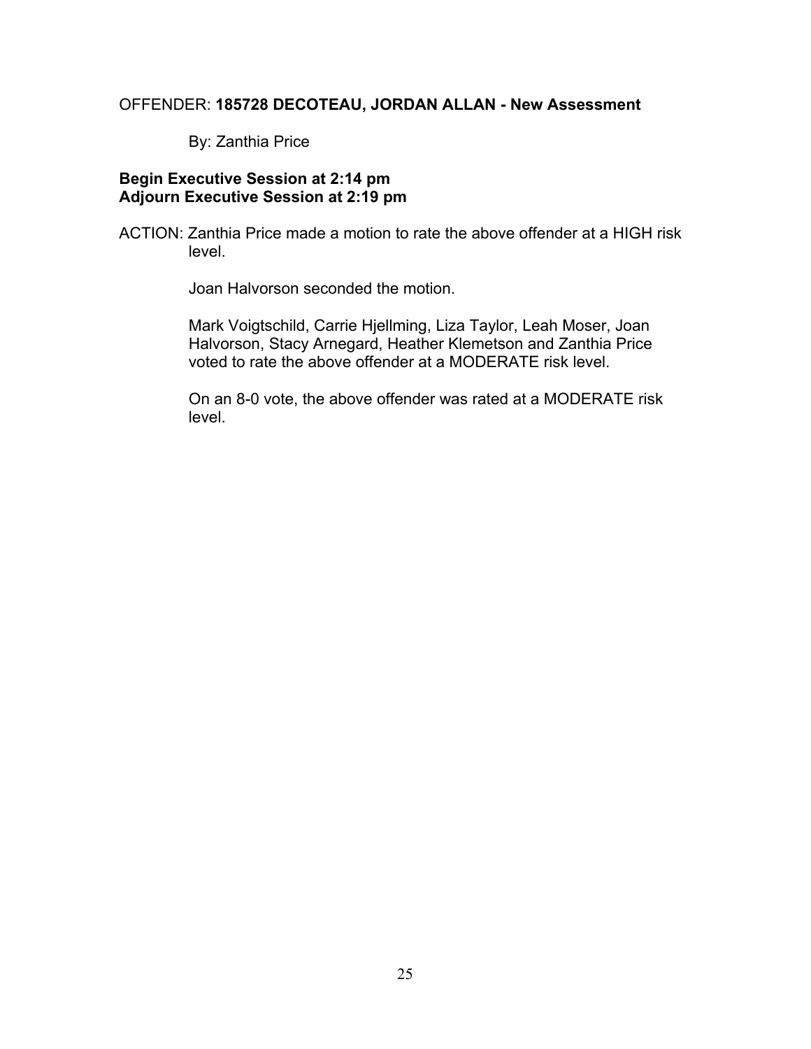OFFENDER: **185728 DECOTEAU, JORDAN ALLAN - New Assessment**

By: Zanthia Price

**Begin Executive Session at 2:14 pm**
**Adjourn Executive Session at 2:19 pm**

ACTION: Zanthia Price made a motion to rate the above offender at a HIGH risk level.

Joan Halvorson seconded the motion.

Mark Voigtschild, Carrie Hjellming, Liza Taylor, Leah Moser, Joan Halvorson, Stacy Arnegard, Heather Klemetson and Zanthia Price voted to rate the above offender at a MODERATE risk level.

On an 8-0 vote, the above offender was rated at a MODERATE risk level.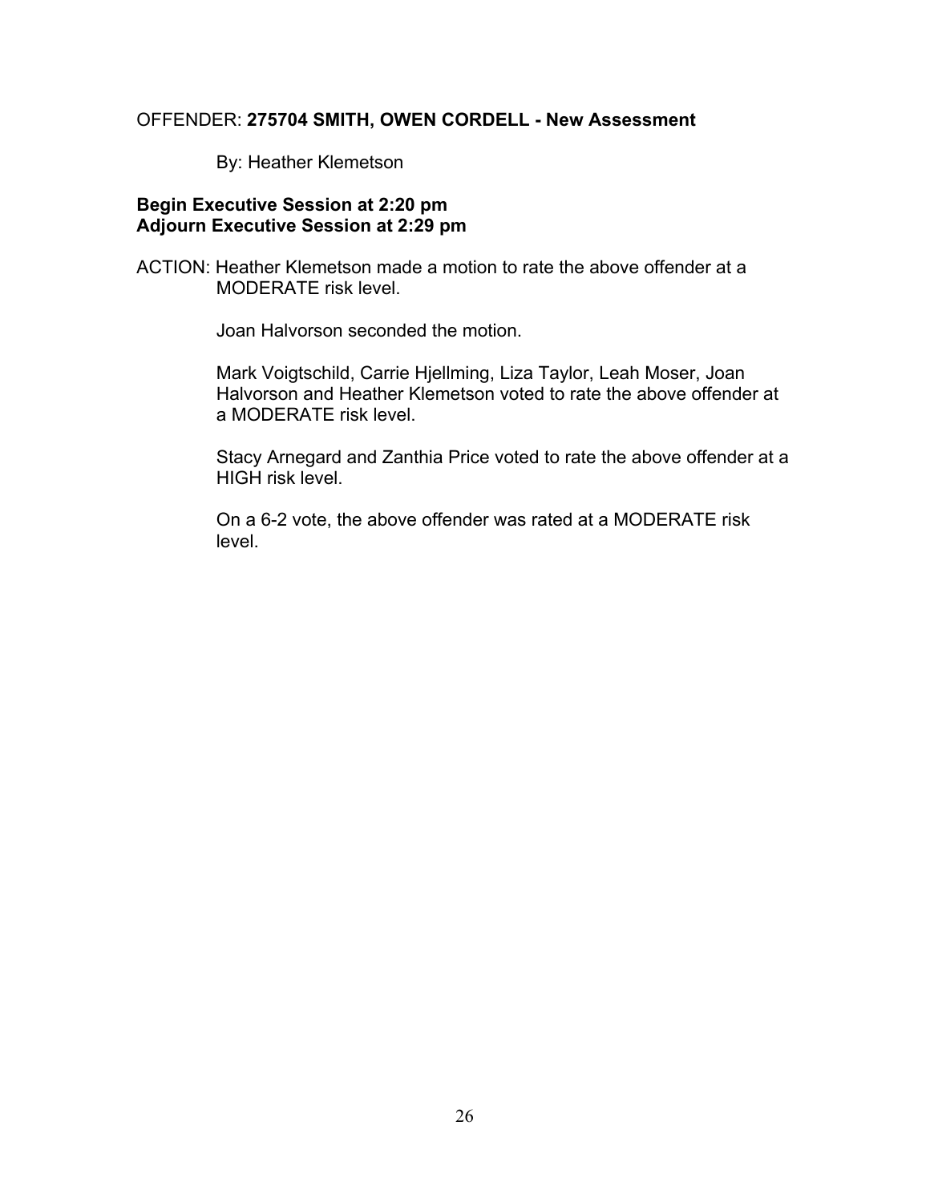OFFENDER: **275704 SMITH, OWEN CORDELL - New Assessment**

By: Heather Klemetson

**Begin Executive Session at 2:20 pm**
**Adjourn Executive Session at 2:29 pm**

ACTION: Heather Klemetson made a motion to rate the above offender at a MODERATE risk level.

Joan Halvorson seconded the motion.

Mark Voigtschild, Carrie Hjellming, Liza Taylor, Leah Moser, Joan Halvorson and Heather Klemetson voted to rate the above offender at a MODERATE risk level.

Stacy Arnegard and Zanthia Price voted to rate the above offender at a HIGH risk level.

On a 6-2 vote, the above offender was rated at a MODERATE risk level.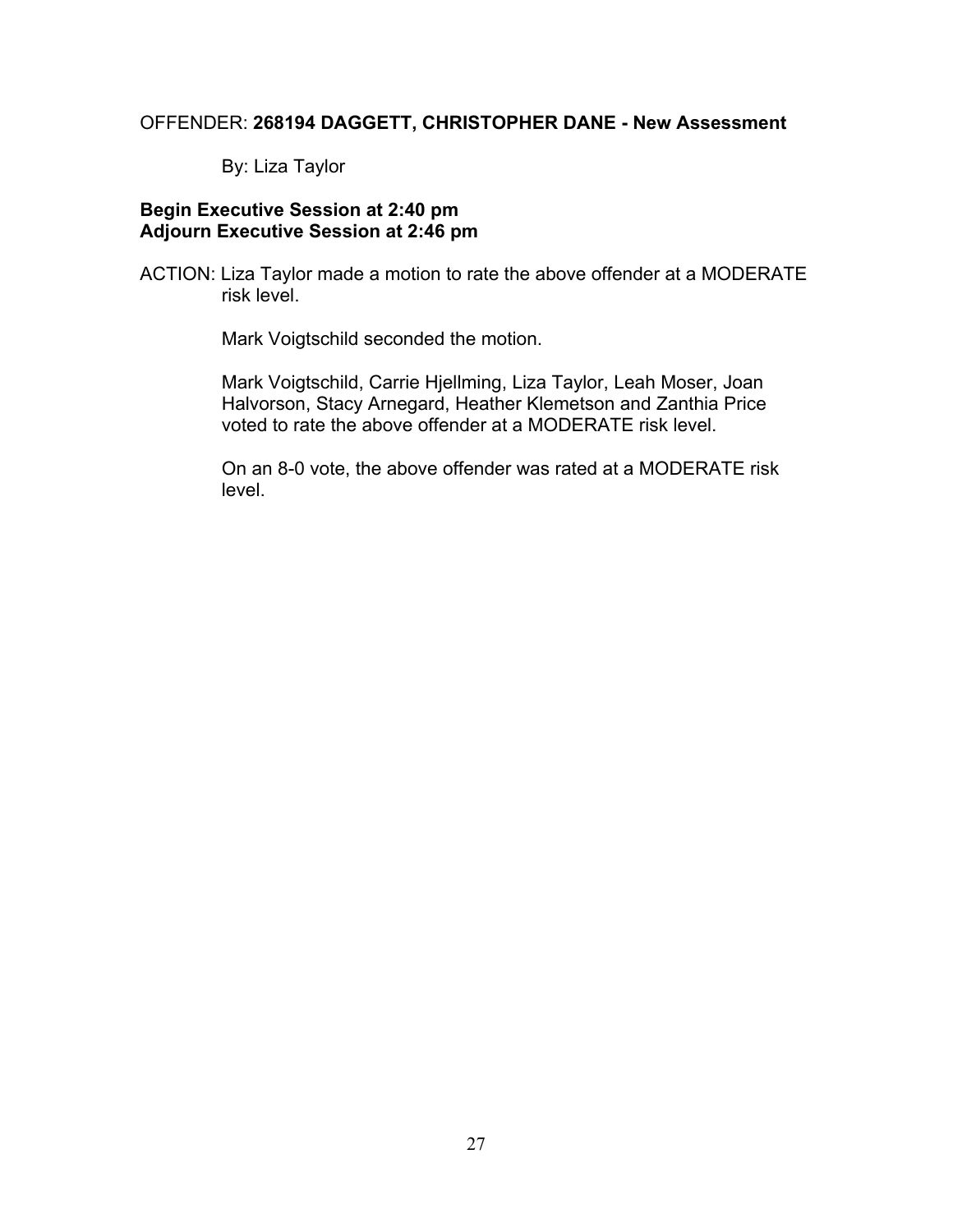OFFENDER: **268194 DAGGETT, CHRISTOPHER DANE - New Assessment**

By: Liza Taylor

**Begin Executive Session at 2:40 pm**
**Adjourn Executive Session at 2:46 pm**

ACTION: Liza Taylor made a motion to rate the above offender at a MODERATE risk level.

Mark Voigtschild seconded the motion.

Mark Voigtschild, Carrie Hjellming, Liza Taylor, Leah Moser, Joan Halvorson, Stacy Arnegard, Heather Klemetson and Zanthia Price voted to rate the above offender at a MODERATE risk level.

On an 8-0 vote, the above offender was rated at a MODERATE risk level.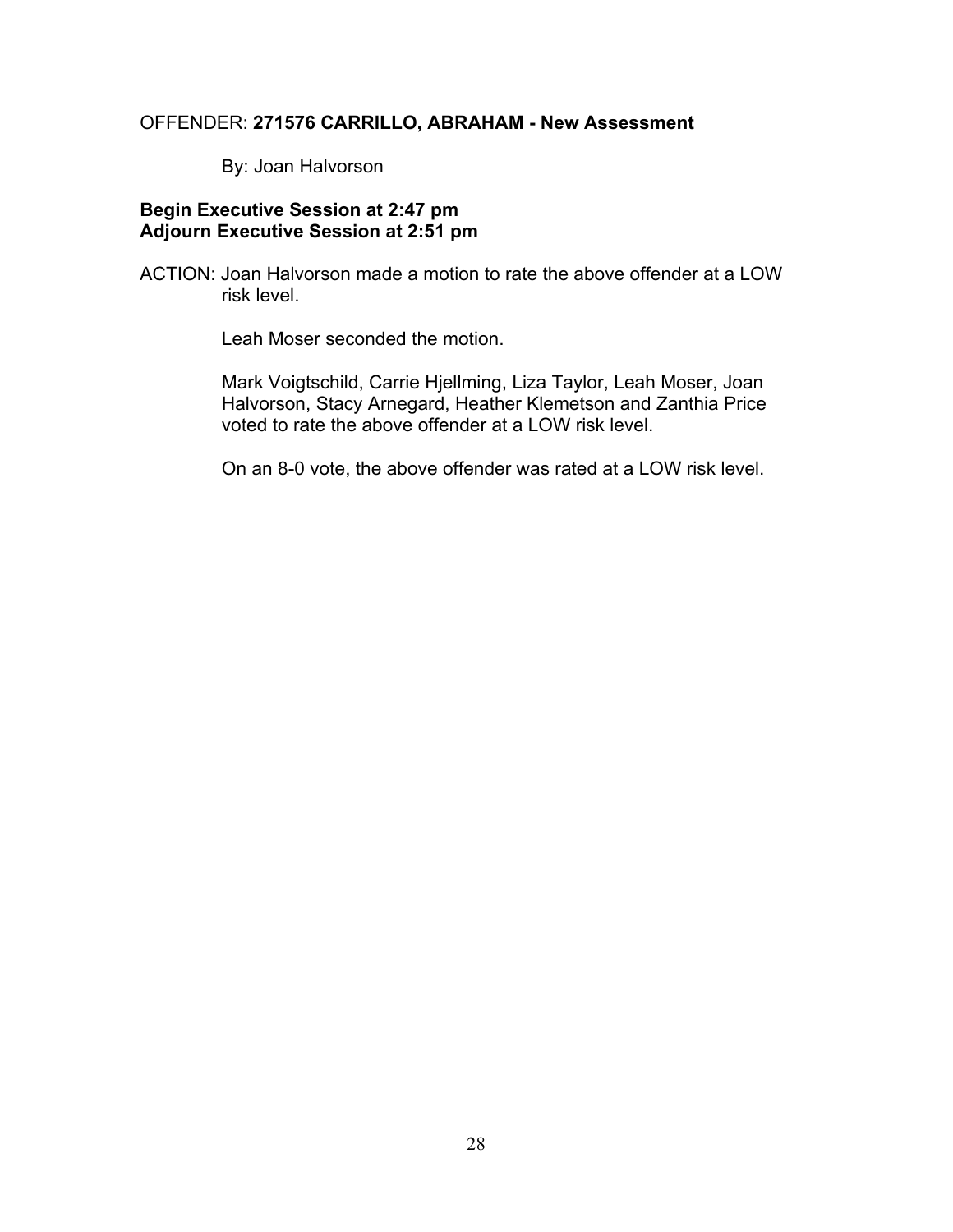OFFENDER: **271576 CARRILLO, ABRAHAM - New Assessment**

By: Joan Halvorson

**Begin Executive Session at 2:47 pm**
**Adjourn Executive Session at 2:51 pm**

ACTION: Joan Halvorson made a motion to rate the above offender at a LOW risk level.

Leah Moser seconded the motion.

Mark Voigtschild, Carrie Hjellming, Liza Taylor, Leah Moser, Joan Halvorson, Stacy Arnegard, Heather Klemetson and Zanthia Price voted to rate the above offender at a LOW risk level.

On an 8-0 vote, the above offender was rated at a LOW risk level.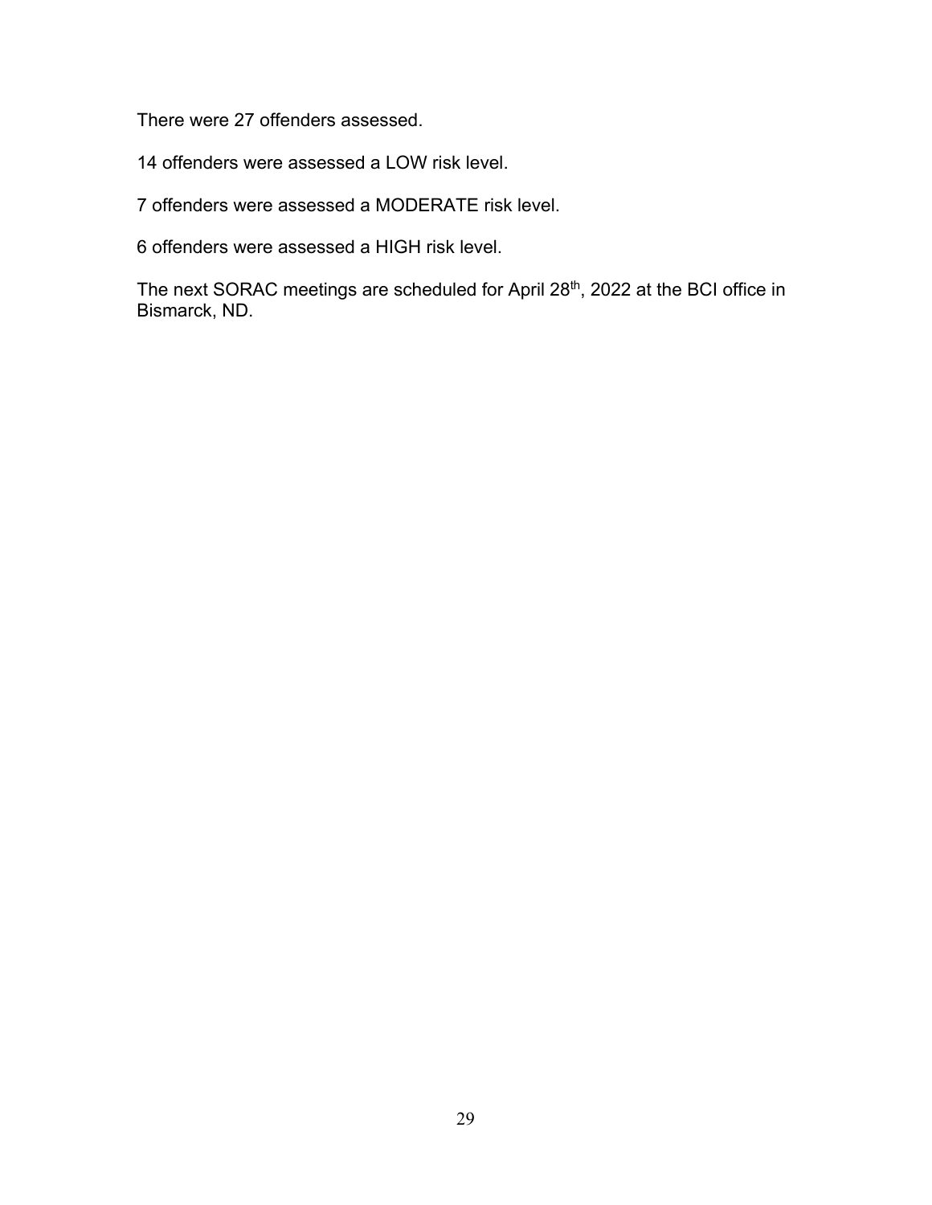There were 27 offenders assessed.

14 offenders were assessed a LOW risk level.

7 offenders were assessed a MODERATE risk level.

6 offenders were assessed a HIGH risk level.

The next SORAC meetings are scheduled for April 28th, 2022 at the BCI office in Bismarck, ND.